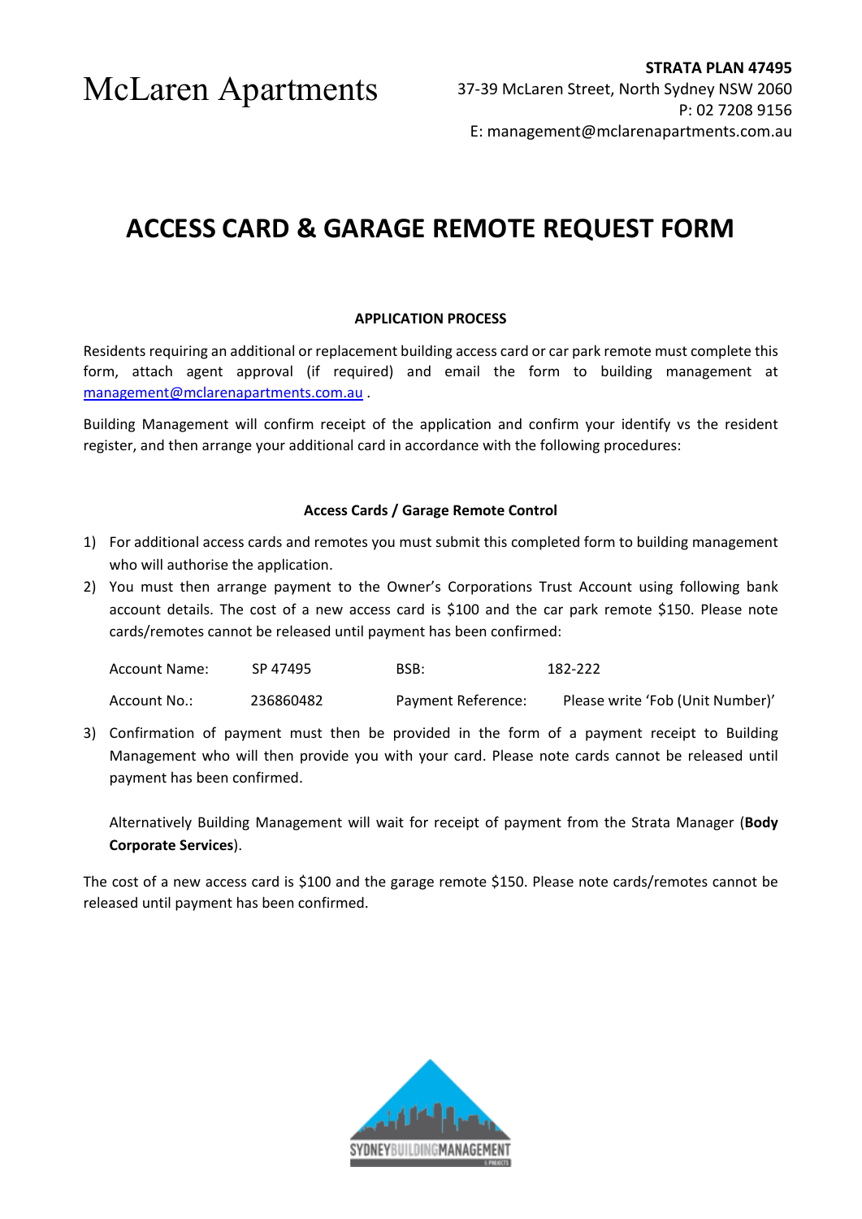McLaren Apartments

**STRATA PLAN 47495**
37-39 McLaren Street, North Sydney NSW 2060
P: 02 7208 9156
E: management@mclarenapartments.com.au

# ACCESS CARD & GARAGE REMOTE REQUEST FORM

**APPLICATION PROCESS**

Residents requiring an additional or replacement building access card or car park remote must complete this form, attach agent approval (if required) and email the form to building management at management@mclarenapartments.com.au .

Building Management will confirm receipt of the application and confirm your identify vs the resident register, and then arrange your additional card in accordance with the following procedures:

**Access Cards / Garage Remote Control**

1) For additional access cards and remotes you must submit this completed form to building management who will authorise the application.
2) You must then arrange payment to the Owner's Corporations Trust Account using following bank account details. The cost of a new access card is $100 and the car park remote $150. Please note cards/remotes cannot be released until payment has been confirmed:

| | | | |
|---|---|---|---|
| Account Name: | SP 47495 | BSB: | 182-222 |
| Account No.: | 236860482 | Payment Reference: | Please write 'Fob (Unit Number)' |

3) Confirmation of payment must then be provided in the form of a payment receipt to Building Management who will then provide you with your card. Please note cards cannot be released until payment has been confirmed.

   Alternatively Building Management will wait for receipt of payment from the Strata Manager (**Body Corporate Services**).

The cost of a new access card is $100 and the garage remote $150. Please note cards/remotes cannot be released until payment has been confirmed.

SYDNEYBUILDINGMANAGEMENT & PROJECTS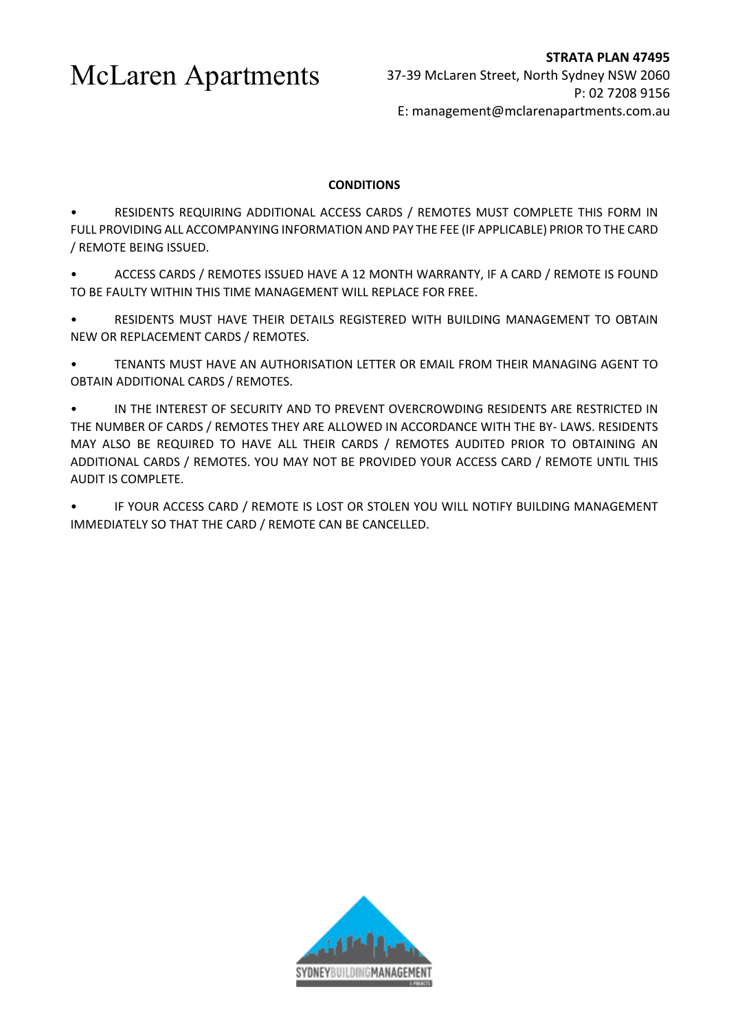# McLaren Apartments

**STRATA PLAN 47495**
37-39 McLaren Street, North Sydney NSW 2060
P: 02 7208 9156
E: management@mclarenapartments.com.au

**CONDITIONS**

- RESIDENTS REQUIRING ADDITIONAL ACCESS CARDS / REMOTES MUST COMPLETE THIS FORM IN FULL PROVIDING ALL ACCOMPANYING INFORMATION AND PAY THE FEE (IF APPLICABLE) PRIOR TO THE CARD / REMOTE BEING ISSUED.
- ACCESS CARDS / REMOTES ISSUED HAVE A 12 MONTH WARRANTY, IF A CARD / REMOTE IS FOUND TO BE FAULTY WITHIN THIS TIME MANAGEMENT WILL REPLACE FOR FREE.
- RESIDENTS MUST HAVE THEIR DETAILS REGISTERED WITH BUILDING MANAGEMENT TO OBTAIN NEW OR REPLACEMENT CARDS / REMOTES.
- TENANTS MUST HAVE AN AUTHORISATION LETTER OR EMAIL FROM THEIR MANAGING AGENT TO OBTAIN ADDITIONAL CARDS / REMOTES.
- IN THE INTEREST OF SECURITY AND TO PREVENT OVERCROWDING RESIDENTS ARE RESTRICTED IN THE NUMBER OF CARDS / REMOTES THEY ARE ALLOWED IN ACCORDANCE WITH THE BY- LAWS. RESIDENTS MAY ALSO BE REQUIRED TO HAVE ALL THEIR CARDS / REMOTES AUDITED PRIOR TO OBTAINING AN ADDITIONAL CARDS / REMOTES. YOU MAY NOT BE PROVIDED YOUR ACCESS CARD / REMOTE UNTIL THIS AUDIT IS COMPLETE.
- IF YOUR ACCESS CARD / REMOTE IS LOST OR STOLEN YOU WILL NOTIFY BUILDING MANAGEMENT IMMEDIATELY SO THAT THE CARD / REMOTE CAN BE CANCELLED.

SYDNEY BUILDING MANAGEMENT & PROJECTS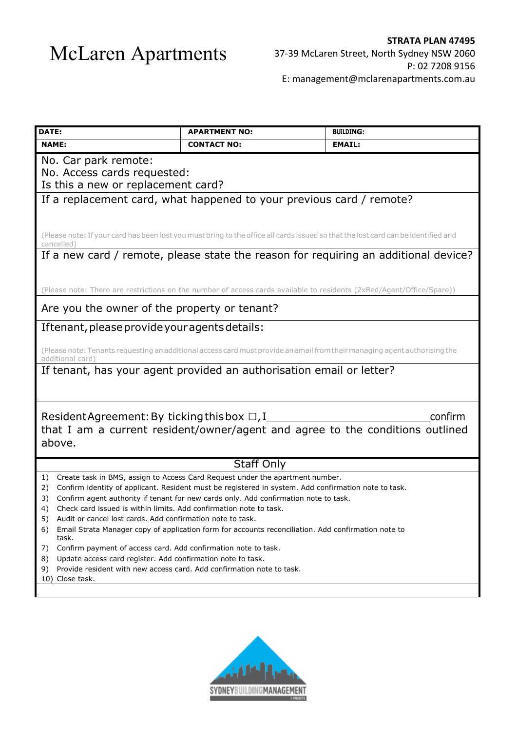# McLaren Apartments

**STRATA PLAN 47495**
37-39 McLaren Street, North Sydney NSW 2060
P: 02 7208 9156
E: management@mclarenapartments.com.au

| | | |
|---|---|---|
| **DATE:** | **APARTMENT NO:** | **BUILDING:** |
| **NAME:** | **CONTACT NO:** | **EMAIL:** |

No. Car park remote:
No. Access cards requested:
Is this a new or replacement card?

If a replacement card, what happened to your previous card / remote?

(Please note: If your card has been lost you must bring to the office all cards issued so that the lost card can be identified and cancelled)

If a new card / remote, please state the reason for requiring an additional device?

(Please note: There are restrictions on the number of access cards available to residents (2xBed/Agent/Office/Spare))

Are you the owner of the property or tenant?

If tenant, please provide your agents details:

(Please note: Tenants requesting an additional access card must provide an email from their managing agent authorising the additional card)

If tenant, has your agent provided an authorisation email or letter?

Resident Agreement: By ticking this box ☐, I ______________________________ confirm that I am a current resident/owner/agent and agree to the conditions outlined above.

## Staff Only

1) Create task in BMS, assign to Access Card Request under the apartment number.
2) Confirm identity of applicant. Resident must be registered in system. Add confirmation note to task.
3) Confirm agent authority if tenant for new cards only. Add confirmation note to task.
4) Check card issued is within limits. Add confirmation note to task.
5) Audit or cancel lost cards. Add confirmation note to task.
6) Email Strata Manager copy of application form for accounts reconciliation. Add confirmation note to task.
7) Confirm payment of access card. Add confirmation note to task.
8) Update access card register. Add confirmation note to task.
9) Provide resident with new access card. Add confirmation note to task.
10) Close task.

SYDNEYBUILDINGMANAGEMENT